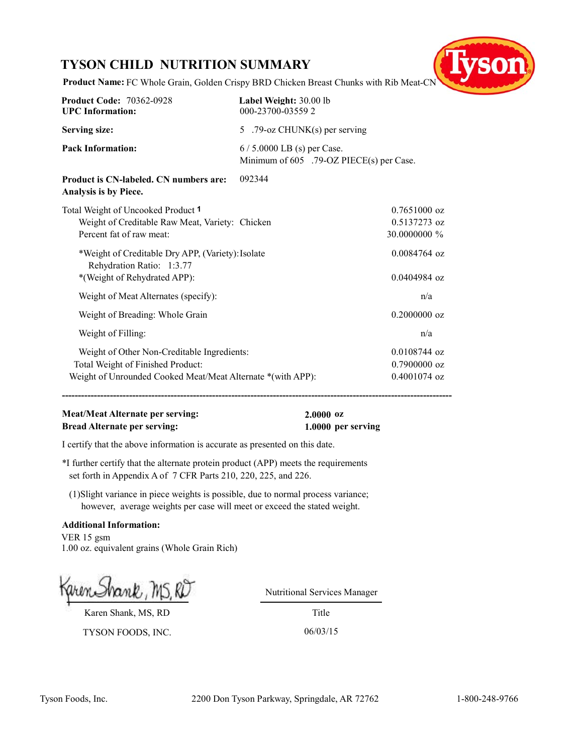# TYSON CHILD NUTRITION SUMMARY

**Product Name:** FC Whole Grain, Golden Crispy BRD Chicken Breast Chunks with Rib Meat-CN

| | |
|---|---|
| **Product Code:** 70362-0928 | **Label Weight:** 30.00 lb |
| **UPC Information:** | 000-23700-03559 2 |
| **Serving size:** | 5 .79-oz CHUNK(s) per serving |
| **Pack Information:** | 6 / 5.0000 LB (s) per Case. Minimum of 605 .79-OZ PIECE(s) per Case. |
| **Product is CN-labeled. CN numbers are:** | 092344 |

**Analysis is by Piece.**

| | |
|---|---|
| Total Weight of Uncooked Product [1] | 0.7651000 oz |
| Weight of Creditable Raw Meat, Variety: Chicken | 0.5137273 oz |
| Percent fat of raw meat: | 30.0000000 % |
| *Weight of Creditable Dry APP, (Variety): Isolate | 0.0084764 oz |
| Rehydration Ratio: 1:3.77 | |
| *(Weight of Rehydrated APP): | 0.0404984 oz |
| Weight of Meat Alternates (specify): | n/a |
| Weight of Breading: Whole Grain | 0.2000000 oz |
| Weight of Filling: | n/a |
| Weight of Other Non-Creditable Ingredients: | 0.0108744 oz |
| Total Weight of Finished Product: | 0.7900000 oz |
| Weight of Unrounded Cooked Meat/Meat Alternate *(with APP): | 0.4001074 oz |

---

**Meat/Meat Alternate per serving:** **2.0000 oz**

**Bread Alternate per serving:** **1.0000 per serving**

I certify that the above information is accurate as presented on this date.

*I further certify that the alternate protein product (APP) meets the requirements set forth in Appendix A of 7 CFR Parts 210, 220, 225, and 226.

(1)Slight variance in piece weights is possible, due to normal process variance; however, average weights per case will meet or exceed the stated weight.

**Additional Information:**

VER 15 gsm

1.00 oz. equivalent grains (Whole Grain Rich)

Karen Shank, MS, RD

Karen Shank, MS, RD

TYSON FOODS, INC.

Nutritional Services Manager

Title

06/03/15

Tyson Foods, Inc. 2200 Don Tyson Parkway, Springdale, AR 72762 1-800-248-9766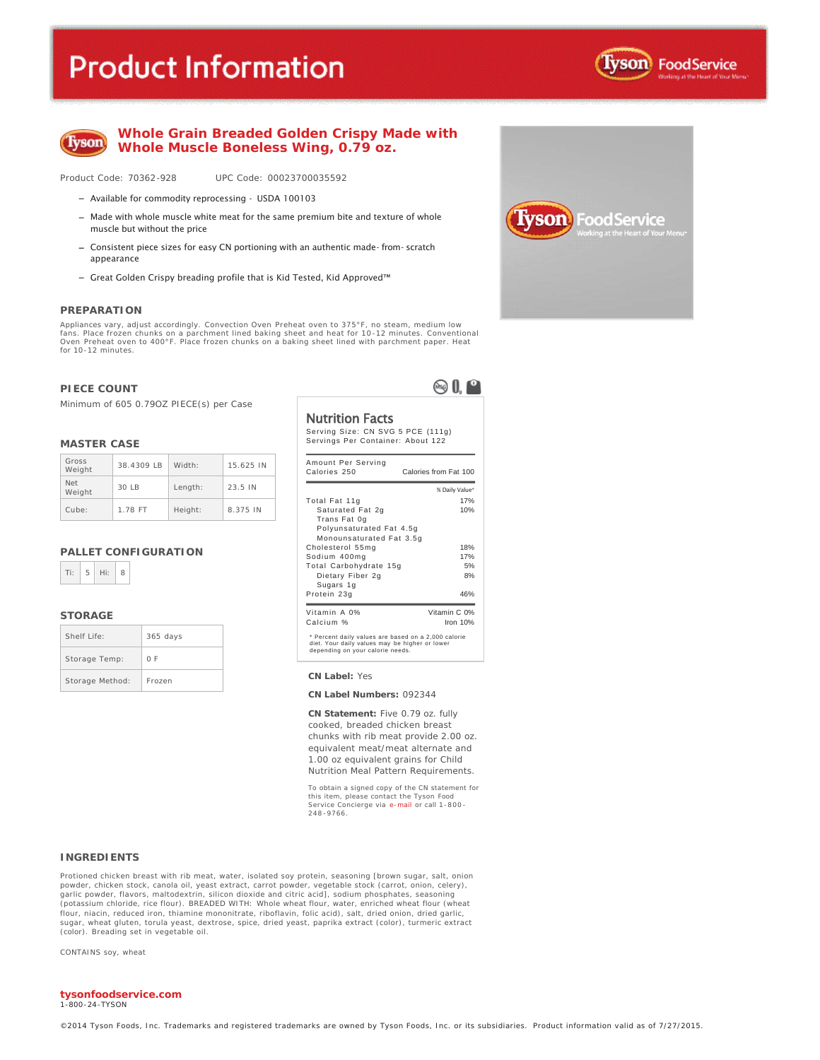# Product Information

## Whole Grain Breaded Golden Crispy Made with Whole Muscle Boneless Wing, 0.79 oz.

Product Code: 70362-928 UPC Code: 00023700035592

- Available for commodity reprocessing - USDA 100103
- Made with whole muscle white meat for the same premium bite and texture of whole muscle but without the price
- Consistent piece sizes for easy CN portioning with an authentic made- from- scratch appearance
- Great Golden Crispy breading profile that is Kid Tested, Kid Approved™

### PREPARATION

Appliances vary, adjust accordingly. Convection Oven Preheat oven to 375°F, no steam, medium low fans. Place frozen chunks on a parchment lined baking sheet and heat for 10-12 minutes. Conventional Oven Preheat oven to 400°F. Place frozen chunks on a baking sheet lined with parchment paper. Heat for 10-12 minutes.

### PIECE COUNT

Minimum of 605 0.79OZ PIECE(s) per Case

### MASTER CASE

| Gross Weight | 38.4309 LB | Width: | 15.625 IN |
|---|---|---|---|
| Net Weight | 30 LB | Length: | 23.5 IN |
| Cube: | 1.78 FT | Height: | 8.375 IN |

### PALLET CONFIGURATION

| Ti: | 5 | Hi: | 8 |
|---|---|---|---|

### STORAGE

| Shelf Life: | 365 days |
|---|---|
| Storage Temp: | 0 F |
| Storage Method: | Frozen |

### Nutrition Facts

Serving Size: CN SVG 5 PCE (111g)
Servings Per Container: About 122

| Amount Per Serving | |
|---|---|
| Calories 250 | Calories from Fat 100 |
| | % Daily Value* |
| Total Fat 11g | 17% |
| Saturated Fat 2g | 10% |
| Trans Fat 0g | |
| Polyunsaturated Fat 4.5g | |
| Monounsaturated Fat 3.5g | |
| Cholesterol 55mg | 18% |
| Sodium 400mg | 17% |
| Total Carbohydrate 15g | 5% |
| Dietary Fiber 2g | 8% |
| Sugars 1g | |
| Protein 23g | 46% |
| Vitamin A 0% | Vitamin C 0% |
| Calcium % | Iron 10% |

* Percent daily values are based on a 2,000 calorie diet. Your daily values may be higher or lower depending on your calorie needs.

**CN Label:** Yes

**CN Label Numbers:** 092344

**CN Statement:** Five 0.79 oz. fully cooked, breaded chicken breast chunks with rib meat provide 2.00 oz. equivalent meat/meat alternate and 1.00 oz equivalent grains for Child Nutrition Meal Pattern Requirements.

To obtain a signed copy of the CN statement for this item, please contact the Tyson Food Service Concierge via e-mail or call 1-800-248-9766.

### INGREDIENTS

Protioned chicken breast with rib meat, water, isolated soy protein, seasoning [brown sugar, salt, onion powder, chicken stock, canola oil, yeast extract, carrot powder, vegetable stock (carrot, onion, celery), garlic powder, flavors, maltodextrin, silicon dioxide and citric acid], sodium phosphates, seasoning (potassium chloride, rice flour). BREADED WITH: Whole wheat flour, water, enriched wheat flour (wheat flour, niacin, reduced iron, thiamine mononitrate, riboflavin, folic acid), salt, dried onion, dried garlic, sugar, wheat gluten, torula yeast, dextrose, spice, dried yeast, paprika extract (color), turmeric extract (color). Breading set in vegetable oil.

CONTAINS soy, wheat

**tysonfoodservice.com**
1-800-24-TYSON

©2014 Tyson Foods, Inc. Trademarks and registered trademarks are owned by Tyson Foods, Inc. or its subsidiaries. Product information valid as of 7/27/2015.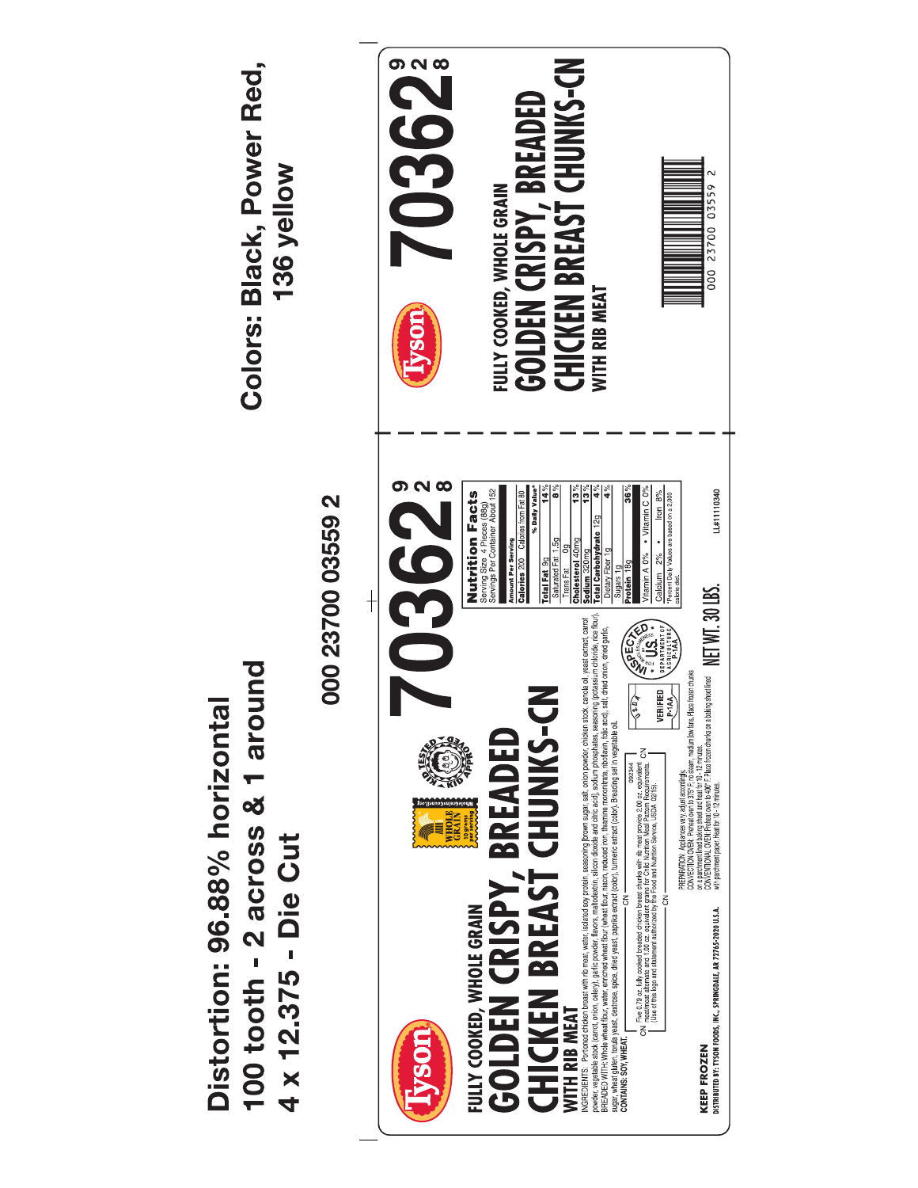**Distortion: 96.88% horizontal**
**100 tooth - 2 across & 1 around**
**4 x 12.375 - Die Cut**

**Colors: Black, Power Red, 136 yellow**

000 23700 03559 2

---

Tyson

# 70362 928

**FULLY COOKED, WHOLE GRAIN**

## GOLDEN CRISPY, BREADED CHICKEN BREAST CHUNKS-CN

**WITH RIB MEAT**

WHOLE GRAIN 10 grams per serving — WholeGrainsCouncil.org

KID TESTED KID APPROVED

INGREDIENTS: Portioned chicken breast with rib meat, water, isolated soy protein, seasoning [brown sugar, salt, onion powder, chicken stock, canola oil, yeast extract, carrot powder, vegetable stock (carrot, onion, celery), garlic powder, flavors, maltodextrin, silicon dioxide and citric acid], sodium phosphates, seasoning (potassium chloride, rice flour). BREADED WITH: Whole wheat flour, water, enriched wheat flour (wheat flour, niacin, reduced iron, thiamine mononitrate, riboflavin, folic acid), salt, dried onion, dried garlic, sugar, wheat gluten, torula yeast, dextrose, spice, dried yeast, paprika extract (color), turmeric extract (color). Breading set in vegetable oil.

**CONTAINS: SOY, WHEAT.**

CN — Five 0.79 oz. fully cooked breaded chicken breast chunks with rib meat provide 2.00 oz. equivalent meat/meat alternate and 1.00 oz. equivalent grains for Child Nutrition Meal Pattern Requirements. (Use of this logo and statement authorized by the Food and Nutrition Service, USDA 02/15). 082344 — CN

USDA VERIFIED P-1AA

INSPECTED FOR WHOLESOMENESS BY U.S. DEPARTMENT OF AGRICULTURE P-1AA

PREPARATION: Appliances vary, adjust accordingly.
CONVECTION OVEN: Preheat oven to 375° F, no steam, medium low fans. Place frozen chunks on a parchment-lined baking sheet and heat for 10 - 12 minutes.
CONVENTIONAL OVEN: Preheat oven to 400° F. Place frozen chunks on a baking sheet lined with parchment paper. Heat for 10 - 12 minutes.

**Nutrition Facts**
Serving Size 4 Pieces (88g)
Servings Per Container About 152

| Amount Per Serving | |
|---|---|
| Calories 200 | Calories from Fat 80 |
| | % Daily Value* |
| **Total Fat** 9g | 14% |
| Saturated Fat 1.5g | 8% |
| Trans Fat 0g | |
| **Cholesterol** 40mg | 13% |
| **Sodium** 320mg | 13% |
| **Total Carbohydrate** 12g | 4% |
| Dietary Fiber 1g | 4% |
| Sugars 1g | |
| **Protein** 18g | 36% |
| Vitamin A 0% • Vitamin C 0% | |
| Calcium 2% • Iron 8% | |

*Percent Daily Values are based on a 2,000 calorie diet.

**KEEP FROZEN**

**NET WT. 30 LBS.**

LL#11110340

**DISTRIBUTED BY: TYSON FOODS, INC., SPRINGDALE, AR 72765-2020 U.S.A.**

---

Tyson

# 70362 928

**FULLY COOKED, WHOLE GRAIN**

## GOLDEN CRISPY, BREADED CHICKEN BREAST CHUNKS-CN

**WITH RIB MEAT**

000 23700 03559 2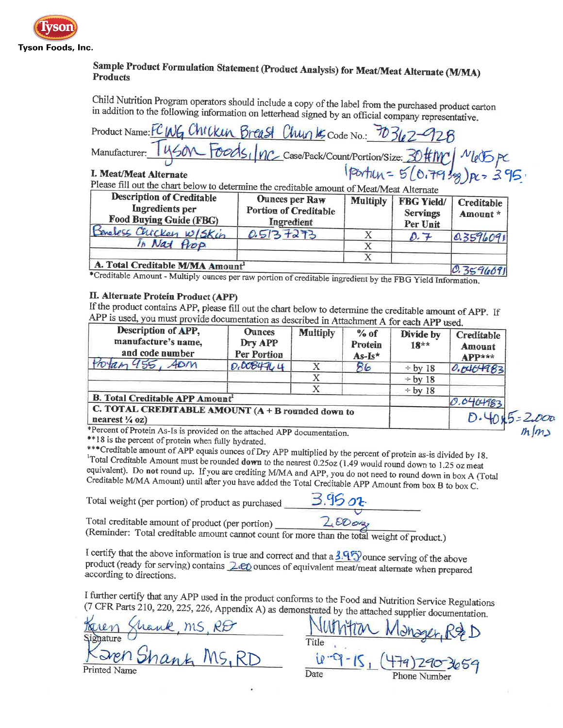Tyson

Tyson Foods, Inc.

## Sample Product Formulation Statement (Product Analysis) for Meat/Meat Alternate (M/MA) Products

Child Nutrition Program operators should include a copy of the label from the purchased product carton in addition to the following information on letterhead signed by an official company representative.

Product Name: FC WG Chicken Breast Chunks Code No.: 70362-928

Manufacturer: Tyson Foods, Inc Case/Pack/Count/Portion/Size: 30# MC / ~1605 pc

1 portion = 5 (0.79 avg) pc = 3.95

### I. Meat/Meat Alternate

Please fill out the chart below to determine the creditable amount of Meat/Meat Alternate

| Description of Creditable Ingredients per Food Buying Guide (FBG) | Ounces per Raw Portion of Creditable Ingredient | Multiply | FBG Yield/ Servings Per Unit | Creditable Amount * |
|---|---|---|---|---|
| Boneless Chicken w/Skin In Nat Prop | 0.5137273 | X | 0.7 | 0.3596091 |
| | | X | | |
| | | X | | |
| **A. Total Creditable M/MA Amount**[1] | | | | 0.3596091 |

*Creditable Amount - Multiply ounces per raw portion of creditable ingredient by the FBG Yield Information.

### II. Alternate Protein Product (APP)

If the product contains APP, please fill out the chart below to determine the creditable amount of APP. If APP is used, you must provide documentation as described in Attachment A for each APP used.

| Description of APP, manufacture's name, and code number | Ounces Dry APP Per Portion | Multiply | % of Protein As-Is* | Divide by 18** | Creditable Amount APP*** |
|---|---|---|---|---|---|
| Profam 955, ADM | 0.0084764 | X | 86 | ÷ by 18 | 0.0404983 |
| | | X | | ÷ by 18 | |
| | | X | | ÷ by 18 | |
| **B. Total Creditable APP Amount**[1] | | | | | 0.0404983 |
| **C. TOTAL CREDITABLE AMOUNT (A + B rounded down to nearest ¼ oz)** | | | | | 0.40 x 5 = 2.000 m/ms |

*Percent of Protein As-Is is provided on the attached APP documentation.

**18 is the percent of protein when fully hydrated.

***Creditable amount of APP equals ounces of Dry APP multiplied by the percent of protein as-is divided by 18.

[1]Total Creditable Amount must be rounded **down** to the nearest 0.25oz (1.49 would round down to 1.25 oz meat equivalent). Do **not** round up. If you are crediting M/MA and APP, you do not need to round down in box A (Total Creditable M/MA Amount) until after you have added the Total Creditable APP Amount from box B to box C.

Total weight (per portion) of product as purchased 3.95 oz.

Total creditable amount of product (per portion) 2.00 oz

(Reminder: Total creditable amount cannot count for more than the total weight of product.)

I certify that the above information is true and correct and that a 3.95 ounce serving of the above product (ready for serving) contains 2.00 ounces of equivalent meat/meat alternate when prepared according to directions.

I further certify that any APP used in the product conforms to the Food and Nutrition Service Regulations (7 CFR Parts 210, 220, 225, 226, Appendix A) as demonstrated by the attached supplier documentation.

Karen Shank, MS, RD
Signature

Nutrition Manager, R&D
Title

Karen Shank MS, RD
Printed Name

6-9-15
Date

(479) 290-3659
Phone Number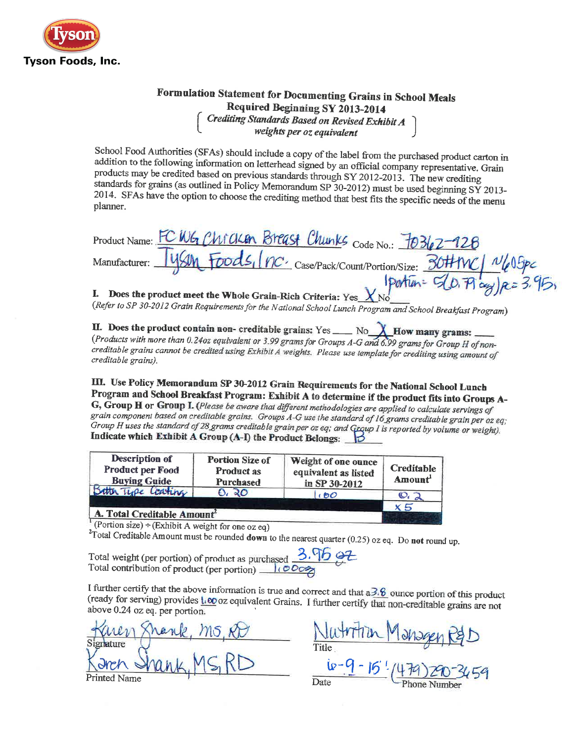**Tyson Foods, Inc.**

# Formulation Statement for Documenting Grains in School Meals

## Required Beginning SY 2013-2014

*( Crediting Standards Based on Revised Exhibit A weights per oz equivalent )*

School Food Authorities (SFAs) should include a copy of the label from the purchased product carton in addition to the following information on letterhead signed by an official company representative. Grain products may be credited based on previous standards through SY 2012-2013. The new crediting standards for grains (as outlined in Policy Memorandum SP 30-2012) must be used beginning SY 2013-2014. SFAs have the option to choose the crediting method that best fits the specific needs of the menu planner.

Product Name: FC WG Chicken Breast Chunks Code No.: 70362-928

Manufacturer: Tyson Foods, Inc. Case/Pack/Count/Portion/Size: 30#MC / N605pc
1 portion = 5 (0.79 oz)/pc = 3.95

**I. Does the product meet the Whole Grain-Rich Criteria:** Yes X No ___
*(Refer to SP 30-2012 Grain Requirements for the National School Lunch Program and School Breakfast Program)*

**II. Does the product contain non- creditable grains:** Yes ___ No X **How many grams:** ___
*(Products with more than 0.24oz equivalent or 3.99 grams for Groups A-G and 6.99 grams for Group H of non-creditable grains cannot be credited using Exhibit A weights. Please use template for crediting using amount of creditable grains).*

**III. Use Policy Memorandum SP 30-2012 Grain Requirements for the National School Lunch Program and School Breakfast Program: Exhibit A to determine if the product fits into Groups A-G, Group H or Group I.** *(Please be aware that different methodologies are applied to calculate servings of grain component based on creditable grains. Groups A-G use the standard of 16 grams creditable grain per oz eq; Group H uses the standard of 28 grams creditable grain per oz eq; and Group I is reported by volume or weight).*
**Indicate which Exhibit A Group (A-I) the Product Belongs:** B

| Description of Product per Food Buying Guide | Portion Size of Product as Purchased | Weight of one ounce equivalent as listed in SP 30-2012 | Creditable Amount[1] |
|---|---|---|---|
| Batter Type Coating | 0.20 | 1.00 | 0.2 |
| | | | x 5 |
| **A. Total Creditable Amount[2]** | | | |

[1] (Portion size) ÷ (Exhibit A weight for one oz eq)
[2] Total Creditable Amount must be rounded **down** to the nearest quarter (0.25) oz eq. Do **not** round up.

Total weight (per portion) of product as purchased 3.95 oz
Total contribution of product (per portion) 1.00 oz

I further certify that the above information is true and correct and that a 3.8 ounce portion of this product (ready for serving) provides 1.00 oz equivalent Grains. I further certify that non-creditable grains are not above 0.24 oz eq. per portion.

Karen Shank, MS, RD
Signature

Karen Shank, MS, RD
Printed Name

Nutrition Manager R&D
Title

6-9-15 / (479) 290-3459
Date / Phone Number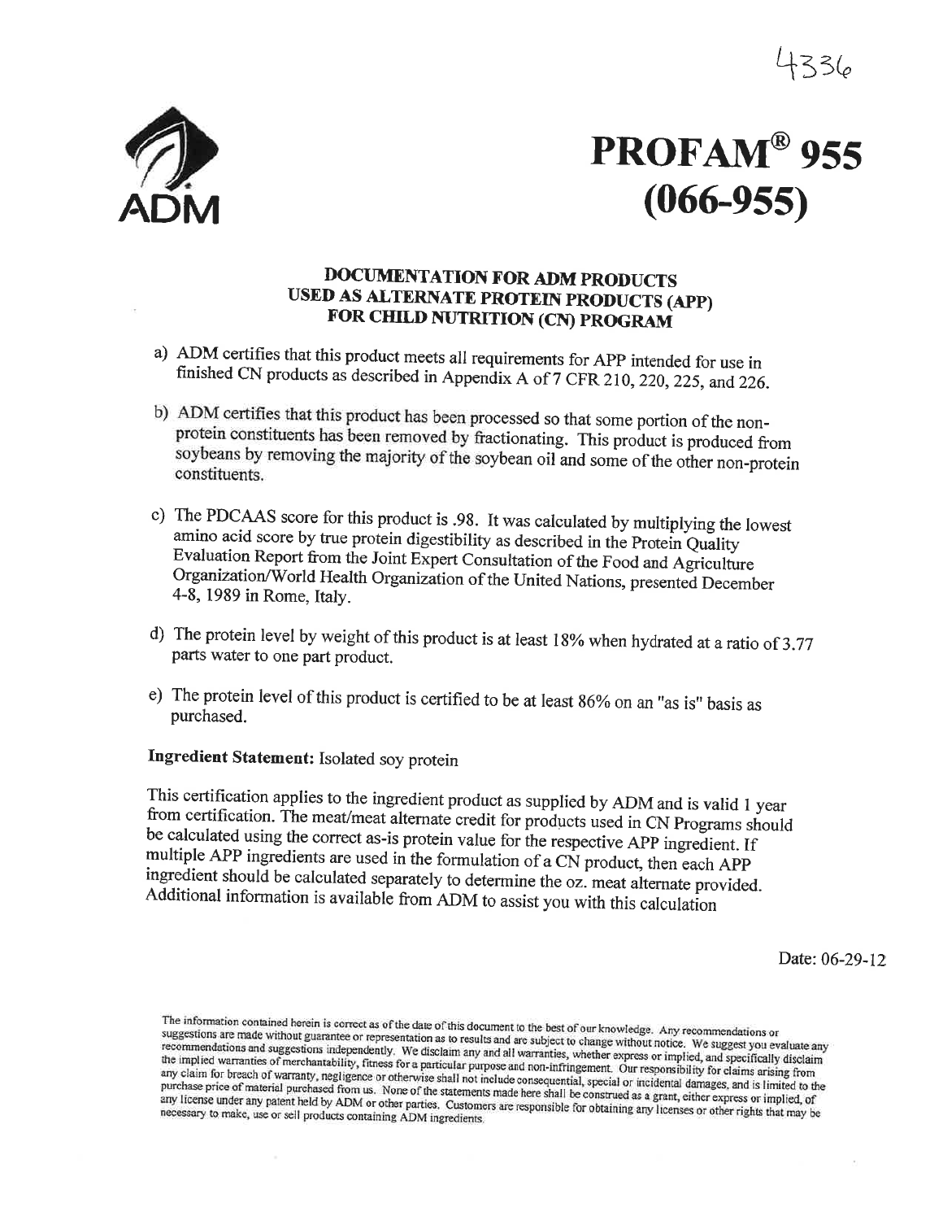4336

ADM

# PROFAM® 955 (066-955)

### DOCUMENTATION FOR ADM PRODUCTS USED AS ALTERNATE PROTEIN PRODUCTS (APP) FOR CHILD NUTRITION (CN) PROGRAM

a) ADM certifies that this product meets all requirements for APP intended for use in finished CN products as described in Appendix A of 7 CFR 210, 220, 225, and 226.

b) ADM certifies that this product has been processed so that some portion of the non-protein constituents has been removed by fractionating. This product is produced from soybeans by removing the majority of the soybean oil and some of the other non-protein constituents.

c) The PDCAAS score for this product is .98. It was calculated by multiplying the lowest amino acid score by true protein digestibility as described in the Protein Quality Evaluation Report from the Joint Expert Consultation of the Food and Agriculture Organization/World Health Organization of the United Nations, presented December 4-8, 1989 in Rome, Italy.

d) The protein level by weight of this product is at least 18% when hydrated at a ratio of 3.77 parts water to one part product.

e) The protein level of this product is certified to be at least 86% on an "as is" basis as purchased.

**Ingredient Statement:** Isolated soy protein

This certification applies to the ingredient product as supplied by ADM and is valid 1 year from certification. The meat/meat alternate credit for products used in CN Programs should be calculated using the correct as-is protein value for the respective APP ingredient. If multiple APP ingredients are used in the formulation of a CN product, then each APP ingredient should be calculated separately to determine the oz. meat alternate provided. Additional information is available from ADM to assist you with this calculation

Date: 06-29-12

The information contained herein is correct as of the date of this document to the best of our knowledge. Any recommendations or suggestions are made without guarantee or representation as to results and are subject to change without notice. We suggest you evaluate any recommendations and suggestions independently. We disclaim any and all warranties, whether express or implied, and specifically disclaim the implied warranties of merchantability, fitness for a particular purpose and non-infringement. Our responsibility for claims arising from any claim for breach of warranty, negligence or otherwise shall not include consequential, special or incidental damages, and is limited to the purchase price of material purchased from us. None of the statements made here shall be construed as a grant, either express or implied, of any license under any patent held by ADM or other parties. Customers are responsible for obtaining any licenses or other rights that may be necessary to make, use or sell products containing ADM ingredients.